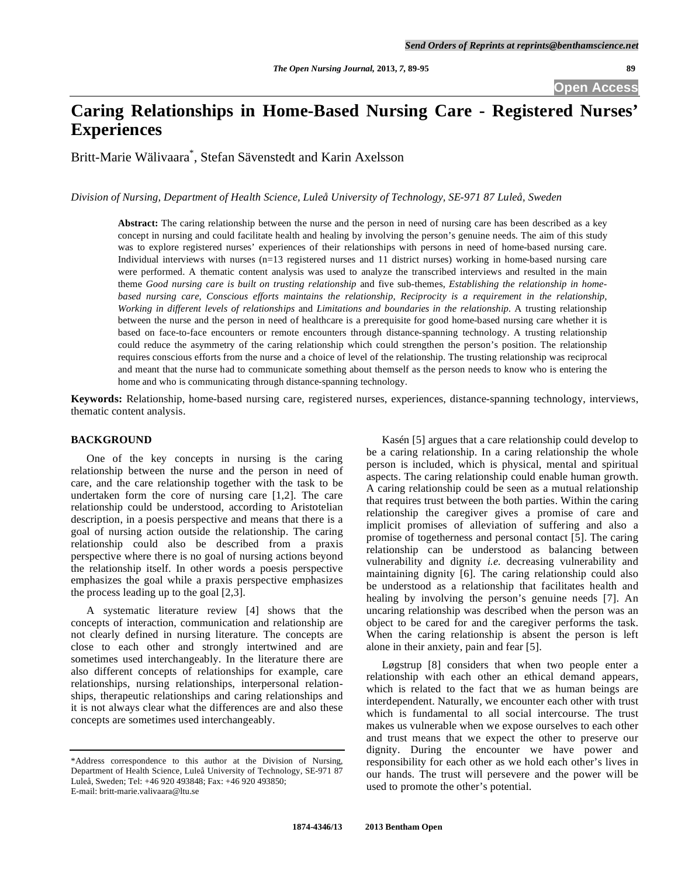# Caring Relationships in Home-Based Nursing Care - Registered Nurses' Experiences

Britt-Marie Wälivaara[*], Stefan Sävenstedt and Karin Axelsson

*Division of Nursing, Department of Health Science, Luleå University of Technology, SE-971 87 Luleå, Sweden*

**Abstract:** The caring relationship between the nurse and the person in need of nursing care has been described as a key concept in nursing and could facilitate health and healing by involving the person's genuine needs. The aim of this study was to explore registered nurses' experiences of their relationships with persons in need of home-based nursing care. Individual interviews with nurses (n=13 registered nurses and 11 district nurses) working in home-based nursing care were performed. A thematic content analysis was used to analyze the transcribed interviews and resulted in the main theme *Good nursing care is built on trusting relationship* and five sub-themes, *Establishing the relationship in home-based nursing care, Conscious efforts maintains the relationship, Reciprocity is a requirement in the relationship, Working in different levels of relationships* and *Limitations and boundaries in the relationship.* A trusting relationship between the nurse and the person in need of healthcare is a prerequisite for good home-based nursing care whether it is based on face-to-face encounters or remote encounters through distance-spanning technology. A trusting relationship could reduce the asymmetry of the caring relationship which could strengthen the person's position. The relationship requires conscious efforts from the nurse and a choice of level of the relationship. The trusting relationship was reciprocal and meant that the nurse had to communicate something about themself as the person needs to know who is entering the home and who is communicating through distance-spanning technology.

**Keywords:** Relationship, home-based nursing care, registered nurses, experiences, distance-spanning technology, interviews, thematic content analysis.

## BACKGROUND

One of the key concepts in nursing is the caring relationship between the nurse and the person in need of care, and the care relationship together with the task to be undertaken form the core of nursing care [1,2]. The care relationship could be understood, according to Aristotelian description, in a poesis perspective and means that there is a goal of nursing action outside the relationship. The caring relationship could also be described from a praxis perspective where there is no goal of nursing actions beyond the relationship itself. In other words a poesis perspective emphasizes the goal while a praxis perspective emphasizes the process leading up to the goal [2,3].

A systematic literature review [4] shows that the concepts of interaction, communication and relationship are not clearly defined in nursing literature. The concepts are close to each other and strongly intertwined and are sometimes used interchangeably. In the literature there are also different concepts of relationships for example, care relationships, nursing relationships, interpersonal relationships, therapeutic relationships and caring relationships and it is not always clear what the differences are and also these concepts are sometimes used interchangeably.

Kasén [5] argues that a care relationship could develop to be a caring relationship. In a caring relationship the whole person is included, which is physical, mental and spiritual aspects. The caring relationship could enable human growth. A caring relationship could be seen as a mutual relationship that requires trust between the both parties. Within the caring relationship the caregiver gives a promise of care and implicit promises of alleviation of suffering and also a promise of togetherness and personal contact [5]. The caring relationship can be understood as balancing between vulnerability and dignity *i.e.* decreasing vulnerability and maintaining dignity [6]. The caring relationship could also be understood as a relationship that facilitates health and healing by involving the person's genuine needs [7]. An uncaring relationship was described when the person was an object to be cared for and the caregiver performs the task. When the caring relationship is absent the person is left alone in their anxiety, pain and fear [5].

Løgstrup [8] considers that when two people enter a relationship with each other an ethical demand appears, which is related to the fact that we as human beings are interdependent. Naturally, we encounter each other with trust which is fundamental to all social intercourse. The trust makes us vulnerable when we expose ourselves to each other and trust means that we expect the other to preserve our dignity. During the encounter we have power and responsibility for each other as we hold each other's lives in our hands. The trust will persevere and the power will be used to promote the other's potential.

*Address correspondence to this author at the Division of Nursing, Department of Health Science, Luleå University of Technology, SE-971 87 Luleå, Sweden; Tel: +46 920 493848; Fax: +46 920 493850; E-mail: britt-marie.valivaara@ltu.se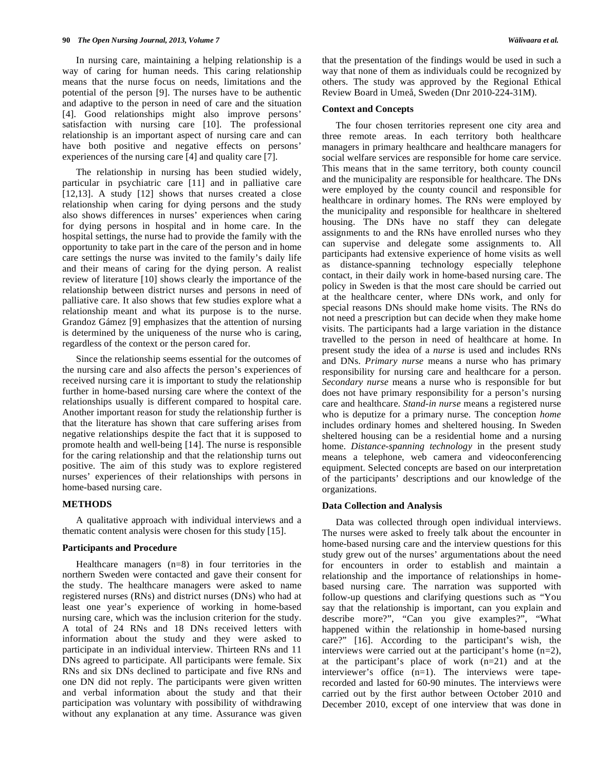In nursing care, maintaining a helping relationship is a way of caring for human needs. This caring relationship means that the nurse focus on needs, limitations and the potential of the person [9]. The nurses have to be authentic and adaptive to the person in need of care and the situation [4]. Good relationships might also improve persons' satisfaction with nursing care [10]. The professional relationship is an important aspect of nursing care and can have both positive and negative effects on persons' experiences of the nursing care [4] and quality care [7].

The relationship in nursing has been studied widely, particular in psychiatric care [11] and in palliative care [12,13]. A study [12] shows that nurses created a close relationship when caring for dying persons and the study also shows differences in nurses' experiences when caring for dying persons in hospital and in home care. In the hospital settings, the nurse had to provide the family with the opportunity to take part in the care of the person and in home care settings the nurse was invited to the family's daily life and their means of caring for the dying person. A realist review of literature [10] shows clearly the importance of the relationship between district nurses and persons in need of palliative care. It also shows that few studies explore what a relationship meant and what its purpose is to the nurse. Grandoz Gámez [9] emphasizes that the attention of nursing is determined by the uniqueness of the nurse who is caring, regardless of the context or the person cared for.

Since the relationship seems essential for the outcomes of the nursing care and also affects the person's experiences of received nursing care it is important to study the relationship further in home-based nursing care where the context of the relationships usually is different compared to hospital care. Another important reason for study the relationship further is that the literature has shown that care suffering arises from negative relationships despite the fact that it is supposed to promote health and well-being [14]. The nurse is responsible for the caring relationship and that the relationship turns out positive. The aim of this study was to explore registered nurses' experiences of their relationships with persons in home-based nursing care.

## METHODS

A qualitative approach with individual interviews and a thematic content analysis were chosen for this study [15].

### Participants and Procedure

Healthcare managers (n=8) in four territories in the northern Sweden were contacted and gave their consent for the study. The healthcare managers were asked to name registered nurses (RNs) and district nurses (DNs) who had at least one year's experience of working in home-based nursing care, which was the inclusion criterion for the study. A total of 24 RNs and 18 DNs received letters with information about the study and they were asked to participate in an individual interview. Thirteen RNs and 11 DNs agreed to participate. All participants were female. Six RNs and six DNs declined to participate and five RNs and one DN did not reply. The participants were given written and verbal information about the study and that their participation was voluntary with possibility of withdrawing without any explanation at any time. Assurance was given that the presentation of the findings would be used in such a way that none of them as individuals could be recognized by others. The study was approved by the Regional Ethical Review Board in Umeå, Sweden (Dnr 2010-224-31M).

### Context and Concepts

The four chosen territories represent one city area and three remote areas. In each territory both healthcare managers in primary healthcare and healthcare managers for social welfare services are responsible for home care service. This means that in the same territory, both county council and the municipality are responsible for healthcare. The DNs were employed by the county council and responsible for healthcare in ordinary homes. The RNs were employed by the municipality and responsible for healthcare in sheltered housing. The DNs have no staff they can delegate assignments to and the RNs have enrolled nurses who they can supervise and delegate some assignments to. All participants had extensive experience of home visits as well as distance-spanning technology especially telephone contact, in their daily work in home-based nursing care. The policy in Sweden is that the most care should be carried out at the healthcare center, where DNs work, and only for special reasons DNs should make home visits. The RNs do not need a prescription but can decide when they make home visits. The participants had a large variation in the distance travelled to the person in need of healthcare at home. In present study the idea of a *nurse* is used and includes RNs and DNs. *Primary nurse* means a nurse who has primary responsibility for nursing care and healthcare for a person. *Secondary nurse* means a nurse who is responsible for but does not have primary responsibility for a person's nursing care and healthcare. *Stand-in nurse* means a registered nurse who is deputize for a primary nurse. The conception *home* includes ordinary homes and sheltered housing. In Sweden sheltered housing can be a residential home and a nursing home. *Distance-spanning technology* in the present study means a telephone, web camera and videoconferencing equipment. Selected concepts are based on our interpretation of the participants' descriptions and our knowledge of the organizations.

### Data Collection and Analysis

Data was collected through open individual interviews. The nurses were asked to freely talk about the encounter in home-based nursing care and the interview questions for this study grew out of the nurses' argumentations about the need for encounters in order to establish and maintain a relationship and the importance of relationships in home-based nursing care. The narration was supported with follow-up questions and clarifying questions such as "You say that the relationship is important, can you explain and describe more?", "Can you give examples?", "What happened within the relationship in home-based nursing care?" [16]. According to the participant's wish, the interviews were carried out at the participant's home (n=2), at the participant's place of work (n=21) and at the interviewer's office (n=1). The interviews were tape-recorded and lasted for 60-90 minutes. The interviews were carried out by the first author between October 2010 and December 2010, except of one interview that was done in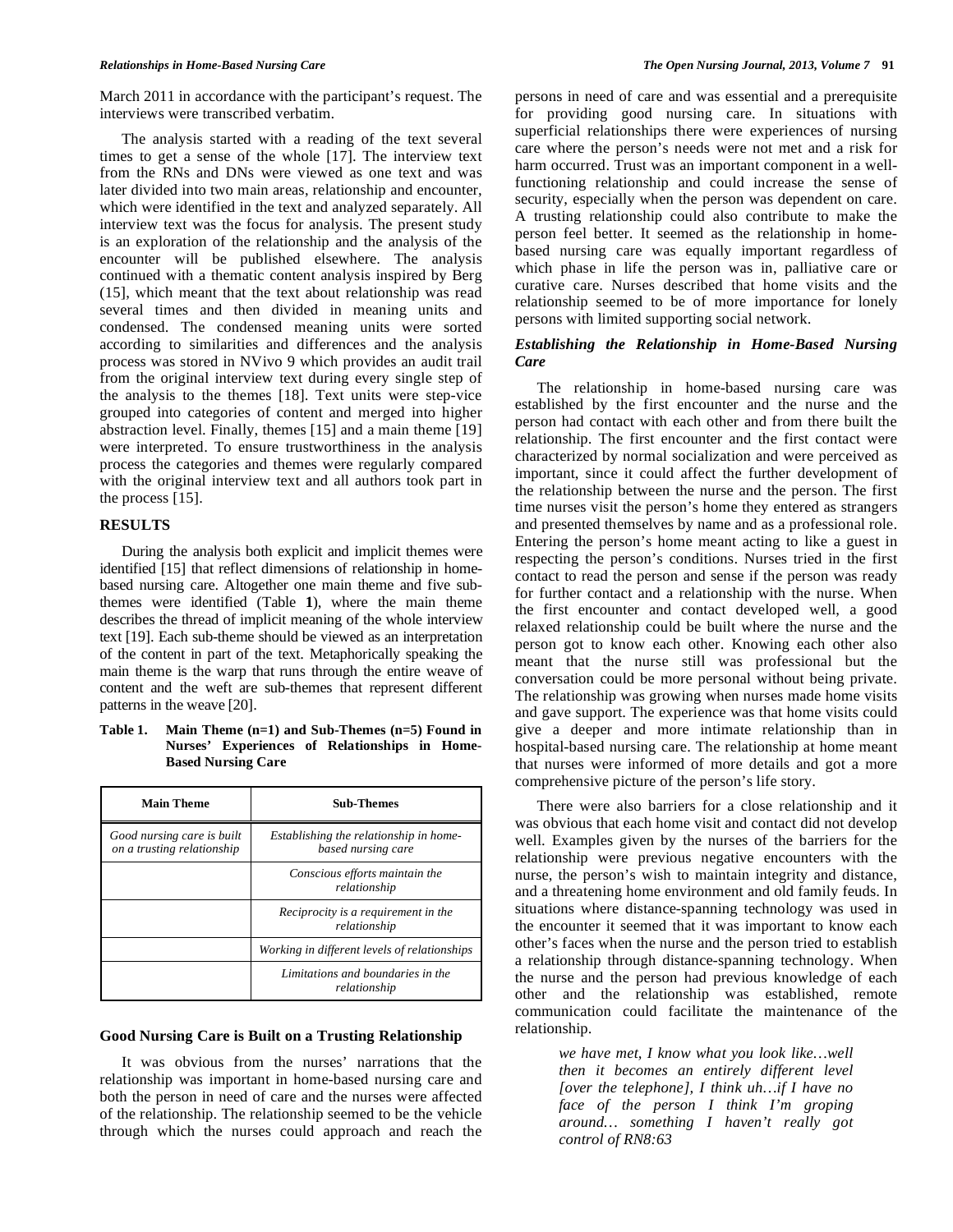March 2011 in accordance with the participant's request. The interviews were transcribed verbatim.

The analysis started with a reading of the text several times to get a sense of the whole [17]. The interview text from the RNs and DNs were viewed as one text and was later divided into two main areas, relationship and encounter, which were identified in the text and analyzed separately. All interview text was the focus for analysis. The present study is an exploration of the relationship and the analysis of the encounter will be published elsewhere. The analysis continued with a thematic content analysis inspired by Berg (15], which meant that the text about relationship was read several times and then divided in meaning units and condensed. The condensed meaning units were sorted according to similarities and differences and the analysis process was stored in NVivo 9 which provides an audit trail from the original interview text during every single step of the analysis to the themes [18]. Text units were step-vice grouped into categories of content and merged into higher abstraction level. Finally, themes [15] and a main theme [19] were interpreted. To ensure trustworthiness in the analysis process the categories and themes were regularly compared with the original interview text and all authors took part in the process [15].

## RESULTS

During the analysis both explicit and implicit themes were identified [15] that reflect dimensions of relationship in home-based nursing care. Altogether one main theme and five sub-themes were identified (Table **1**), where the main theme describes the thread of implicit meaning of the whole interview text [19]. Each sub-theme should be viewed as an interpretation of the content in part of the text. Metaphorically speaking the main theme is the warp that runs through the entire weave of content and the weft are sub-themes that represent different patterns in the weave [20].

**Table 1. Main Theme (n=1) and Sub-Themes (n=5) Found in Nurses' Experiences of Relationships in Home-Based Nursing Care**

| Main Theme | Sub-Themes |
|---|---|
| *Good nursing care is built on a trusting relationship* | *Establishing the relationship in home-based nursing care* |
| | *Conscious efforts maintain the relationship* |
| | *Reciprocity is a requirement in the relationship* |
| | *Working in different levels of relationships* |
| | *Limitations and boundaries in the relationship* |

### Good Nursing Care is Built on a Trusting Relationship

It was obvious from the nurses' narrations that the relationship was important in home-based nursing care and both the person in need of care and the nurses were affected of the relationship. The relationship seemed to be the vehicle through which the nurses could approach and reach the persons in need of care and was essential and a prerequisite for providing good nursing care. In situations with superficial relationships there were experiences of nursing care where the person's needs were not met and a risk for harm occurred. Trust was an important component in a well-functioning relationship and could increase the sense of security, especially when the person was dependent on care. A trusting relationship could also contribute to make the person feel better. It seemed as the relationship in home-based nursing care was equally important regardless of which phase in life the person was in, palliative care or curative care. Nurses described that home visits and the relationship seemed to be of more importance for lonely persons with limited supporting social network.

### *Establishing the Relationship in Home-Based Nursing Care*

The relationship in home-based nursing care was established by the first encounter and the nurse and the person had contact with each other and from there built the relationship. The first encounter and the first contact were characterized by normal socialization and were perceived as important, since it could affect the further development of the relationship between the nurse and the person. The first time nurses visit the person's home they entered as strangers and presented themselves by name and as a professional role. Entering the person's home meant acting to like a guest in respecting the person's conditions. Nurses tried in the first contact to read the person and sense if the person was ready for further contact and a relationship with the nurse. When the first encounter and contact developed well, a good relaxed relationship could be built where the nurse and the person got to know each other. Knowing each other also meant that the nurse still was professional but the conversation could be more personal without being private. The relationship was growing when nurses made home visits and gave support. The experience was that home visits could give a deeper and more intimate relationship than in hospital-based nursing care. The relationship at home meant that nurses were informed of more details and got a more comprehensive picture of the person's life story.

There were also barriers for a close relationship and it was obvious that each home visit and contact did not develop well. Examples given by the nurses of the barriers for the relationship were previous negative encounters with the nurse, the person's wish to maintain integrity and distance, and a threatening home environment and old family feuds. In situations where distance-spanning technology was used in the encounter it seemed that it was important to know each other's faces when the nurse and the person tried to establish a relationship through distance-spanning technology. When the nurse and the person had previous knowledge of each other and the relationship was established, remote communication could facilitate the maintenance of the relationship.

> *we have met, I know what you look like…well then it becomes an entirely different level [over the telephone], I think uh…if I have no face of the person I think I'm groping around… something I haven't really got control of RN8:63*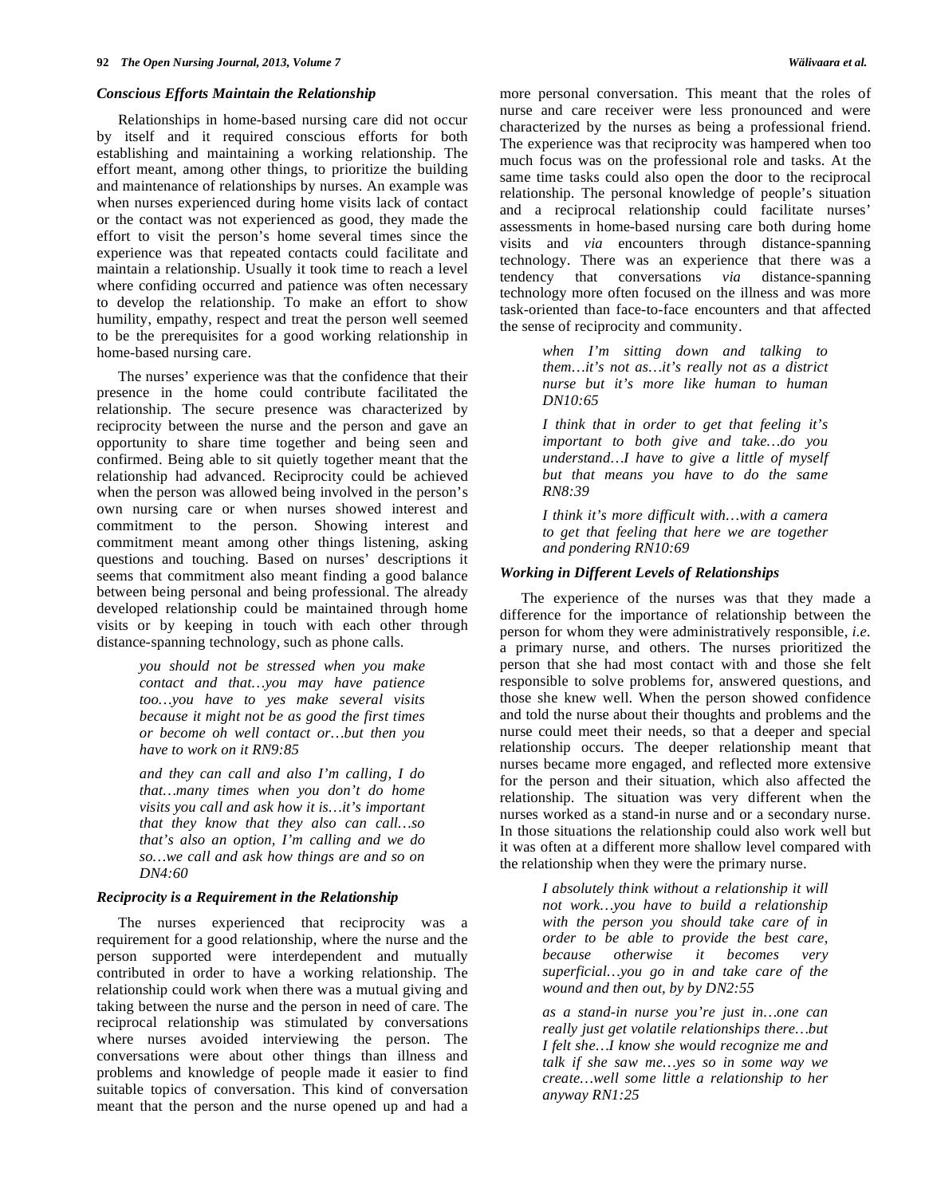### *Conscious Efforts Maintain the Relationship*

Relationships in home-based nursing care did not occur by itself and it required conscious efforts for both establishing and maintaining a working relationship. The effort meant, among other things, to prioritize the building and maintenance of relationships by nurses. An example was when nurses experienced during home visits lack of contact or the contact was not experienced as good, they made the effort to visit the person's home several times since the experience was that repeated contacts could facilitate and maintain a relationship. Usually it took time to reach a level where confiding occurred and patience was often necessary to develop the relationship. To make an effort to show humility, empathy, respect and treat the person well seemed to be the prerequisites for a good working relationship in home-based nursing care.

The nurses' experience was that the confidence that their presence in the home could contribute facilitated the relationship. The secure presence was characterized by reciprocity between the nurse and the person and gave an opportunity to share time together and being seen and confirmed. Being able to sit quietly together meant that the relationship had advanced. Reciprocity could be achieved when the person was allowed being involved in the person's own nursing care or when nurses showed interest and commitment to the person. Showing interest and commitment meant among other things listening, asking questions and touching. Based on nurses' descriptions it seems that commitment also meant finding a good balance between being personal and being professional. The already developed relationship could be maintained through home visits or by keeping in touch with each other through distance-spanning technology, such as phone calls.

> *you should not be stressed when you make contact and that…you may have patience too…you have to yes make several visits because it might not be as good the first times or become oh well contact or…but then you have to work on it RN9:85*

> *and they can call and also I'm calling, I do that…many times when you don't do home visits you call and ask how it is…it's important that they know that they also can call…so that's also an option, I'm calling and we do so…we call and ask how things are and so on DN4:60*

### *Reciprocity is a Requirement in the Relationship*

The nurses experienced that reciprocity was a requirement for a good relationship, where the nurse and the person supported were interdependent and mutually contributed in order to have a working relationship. The relationship could work when there was a mutual giving and taking between the nurse and the person in need of care. The reciprocal relationship was stimulated by conversations where nurses avoided interviewing the person. The conversations were about other things than illness and problems and knowledge of people made it easier to find suitable topics of conversation. This kind of conversation meant that the person and the nurse opened up and had a more personal conversation. This meant that the roles of nurse and care receiver were less pronounced and were characterized by the nurses as being a professional friend. The experience was that reciprocity was hampered when too much focus was on the professional role and tasks. At the same time tasks could also open the door to the reciprocal relationship. The personal knowledge of people's situation and a reciprocal relationship could facilitate nurses' assessments in home-based nursing care both during home visits and *via* encounters through distance-spanning technology. There was an experience that there was a tendency that conversations *via* distance-spanning technology more often focused on the illness and was more task-oriented than face-to-face encounters and that affected the sense of reciprocity and community.

> *when I'm sitting down and talking to them…it's not as…it's really not as a district nurse but it's more like human to human DN10:65*

> *I think that in order to get that feeling it's important to both give and take…do you understand…I have to give a little of myself but that means you have to do the same RN8:39*

> *I think it's more difficult with…with a camera to get that feeling that here we are together and pondering RN10:69*

### *Working in Different Levels of Relationships*

The experience of the nurses was that they made a difference for the importance of relationship between the person for whom they were administratively responsible, *i.e.* a primary nurse, and others. The nurses prioritized the person that she had most contact with and those she felt responsible to solve problems for, answered questions, and those she knew well. When the person showed confidence and told the nurse about their thoughts and problems and the nurse could meet their needs, so that a deeper and special relationship occurs. The deeper relationship meant that nurses became more engaged, and reflected more extensive for the person and their situation, which also affected the relationship. The situation was very different when the nurses worked as a stand-in nurse and or a secondary nurse. In those situations the relationship could also work well but it was often at a different more shallow level compared with the relationship when they were the primary nurse.

> *I absolutely think without a relationship it will not work…you have to build a relationship with the person you should take care of in order to be able to provide the best care, because otherwise it becomes very superficial…you go in and take care of the wound and then out, by by DN2:55*

> *as a stand-in nurse you're just in…one can really just get volatile relationships there…but I felt she…I know she would recognize me and talk if she saw me…yes so in some way we create…well some little a relationship to her anyway RN1:25*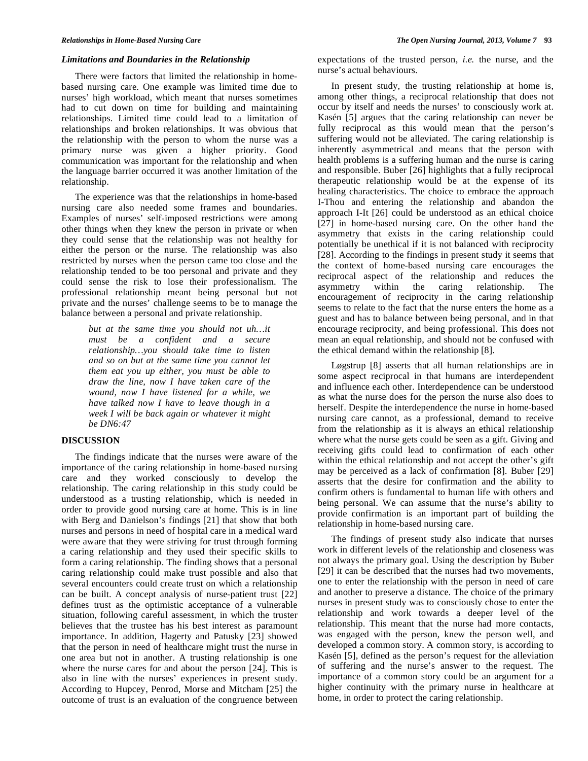### *Limitations and Boundaries in the Relationship*

There were factors that limited the relationship in home-based nursing care. One example was limited time due to nurses' high workload, which meant that nurses sometimes had to cut down on time for building and maintaining relationships. Limited time could lead to a limitation of relationships and broken relationships. It was obvious that the relationship with the person to whom the nurse was a primary nurse was given a higher priority. Good communication was important for the relationship and when the language barrier occurred it was another limitation of the relationship.

The experience was that the relationships in home-based nursing care also needed some frames and boundaries. Examples of nurses' self-imposed restrictions were among other things when they knew the person in private or when they could sense that the relationship was not healthy for either the person or the nurse. The relationship was also restricted by nurses when the person came too close and the relationship tended to be too personal and private and they could sense the risk to lose their professionalism. The professional relationship meant being personal but not private and the nurses' challenge seems to be to manage the balance between a personal and private relationship.

> *but at the same time you should not uh…it must be a confident and a secure relationship…you should take time to listen and so on but at the same time you cannot let them eat you up either, you must be able to draw the line, now I have taken care of the wound, now I have listened for a while, we have talked now I have to leave though in a week I will be back again or whatever it might be DN6:47*

## DISCUSSION

The findings indicate that the nurses were aware of the importance of the caring relationship in home-based nursing care and they worked consciously to develop the relationship. The caring relationship in this study could be understood as a trusting relationship, which is needed in order to provide good nursing care at home. This is in line with Berg and Danielson's findings [21] that show that both nurses and persons in need of hospital care in a medical ward were aware that they were striving for trust through forming a caring relationship and they used their specific skills to form a caring relationship. The finding shows that a personal caring relationship could make trust possible and also that several encounters could create trust on which a relationship can be built. A concept analysis of nurse-patient trust [22] defines trust as the optimistic acceptance of a vulnerable situation, following careful assessment, in which the truster believes that the trustee has his best interest as paramount importance. In addition, Hagerty and Patusky [23] showed that the person in need of healthcare might trust the nurse in one area but not in another. A trusting relationship is one where the nurse cares for and about the person [24]. This is also in line with the nurses' experiences in present study. According to Hupcey, Penrod, Morse and Mitcham [25] the outcome of trust is an evaluation of the congruence between expectations of the trusted person, *i.e.* the nurse, and the nurse's actual behaviours.

In present study, the trusting relationship at home is, among other things, a reciprocal relationship that does not occur by itself and needs the nurses' to consciously work at. Kasén [5] argues that the caring relationship can never be fully reciprocal as this would mean that the person's suffering would not be alleviated. The caring relationship is inherently asymmetrical and means that the person with health problems is a suffering human and the nurse is caring and responsible. Buber [26] highlights that a fully reciprocal therapeutic relationship would be at the expense of its healing characteristics. The choice to embrace the approach I-Thou and entering the relationship and abandon the approach I-It [26] could be understood as an ethical choice [27] in home-based nursing care. On the other hand the asymmetry that exists in the caring relationship could potentially be unethical if it is not balanced with reciprocity [28]. According to the findings in present study it seems that the context of home-based nursing care encourages the reciprocal aspect of the relationship and reduces the asymmetry within the caring relationship. The encouragement of reciprocity in the caring relationship seems to relate to the fact that the nurse enters the home as a guest and has to balance between being personal, and in that encourage reciprocity, and being professional. This does not mean an equal relationship, and should not be confused with the ethical demand within the relationship [8].

Løgstrup [8] asserts that all human relationships are in some aspect reciprocal in that humans are interdependent and influence each other. Interdependence can be understood as what the nurse does for the person the nurse also does to herself. Despite the interdependence the nurse in home-based nursing care cannot, as a professional, demand to receive from the relationship as it is always an ethical relationship where what the nurse gets could be seen as a gift. Giving and receiving gifts could lead to confirmation of each other within the ethical relationship and not accept the other's gift may be perceived as a lack of confirmation [8]. Buber [29] asserts that the desire for confirmation and the ability to confirm others is fundamental to human life with others and being personal. We can assume that the nurse's ability to provide confirmation is an important part of building the relationship in home-based nursing care.

The findings of present study also indicate that nurses work in different levels of the relationship and closeness was not always the primary goal. Using the description by Buber [29] it can be described that the nurses had two movements, one to enter the relationship with the person in need of care and another to preserve a distance. The choice of the primary nurses in present study was to consciously chose to enter the relationship and work towards a deeper level of the relationship. This meant that the nurse had more contacts, was engaged with the person, knew the person well, and developed a common story. A common story, is according to Kasén [5], defined as the person's request for the alleviation of suffering and the nurse's answer to the request. The importance of a common story could be an argument for a higher continuity with the primary nurse in healthcare at home, in order to protect the caring relationship.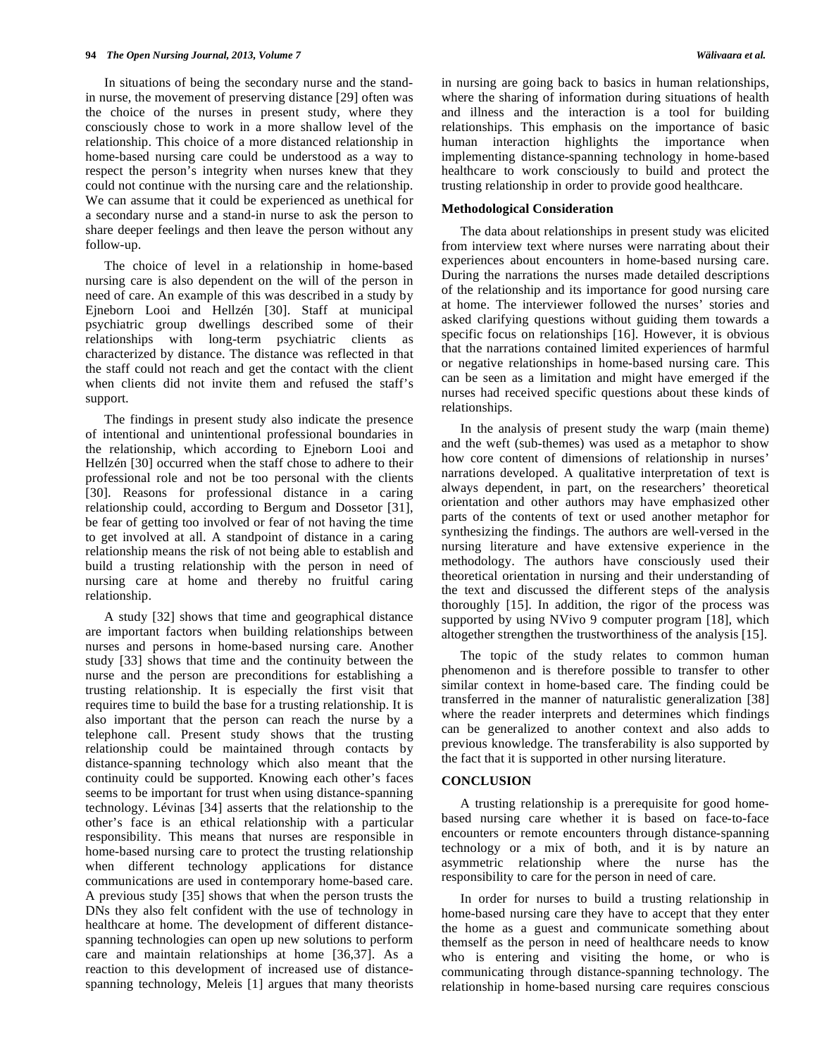In situations of being the secondary nurse and the stand-in nurse, the movement of preserving distance [29] often was the choice of the nurses in present study, where they consciously chose to work in a more shallow level of the relationship. This choice of a more distanced relationship in home-based nursing care could be understood as a way to respect the person's integrity when nurses knew that they could not continue with the nursing care and the relationship. We can assume that it could be experienced as unethical for a secondary nurse and a stand-in nurse to ask the person to share deeper feelings and then leave the person without any follow-up.

The choice of level in a relationship in home-based nursing care is also dependent on the will of the person in need of care. An example of this was described in a study by Ejneborn Looi and Hellzén [30]. Staff at municipal psychiatric group dwellings described some of their relationships with long-term psychiatric clients as characterized by distance. The distance was reflected in that the staff could not reach and get the contact with the client when clients did not invite them and refused the staff's support.

The findings in present study also indicate the presence of intentional and unintentional professional boundaries in the relationship, which according to Ejneborn Looi and Hellzén [30] occurred when the staff chose to adhere to their professional role and not be too personal with the clients [30]. Reasons for professional distance in a caring relationship could, according to Bergum and Dossetor [31], be fear of getting too involved or fear of not having the time to get involved at all. A standpoint of distance in a caring relationship means the risk of not being able to establish and build a trusting relationship with the person in need of nursing care at home and thereby no fruitful caring relationship.

A study [32] shows that time and geographical distance are important factors when building relationships between nurses and persons in home-based nursing care. Another study [33] shows that time and the continuity between the nurse and the person are preconditions for establishing a trusting relationship. It is especially the first visit that requires time to build the base for a trusting relationship. It is also important that the person can reach the nurse by a telephone call. Present study shows that the trusting relationship could be maintained through contacts by distance-spanning technology which also meant that the continuity could be supported. Knowing each other's faces seems to be important for trust when using distance-spanning technology. Lévinas [34] asserts that the relationship to the other's face is an ethical relationship with a particular responsibility. This means that nurses are responsible in home-based nursing care to protect the trusting relationship when different technology applications for distance communications are used in contemporary home-based care. A previous study [35] shows that when the person trusts the DNs they also felt confident with the use of technology in healthcare at home. The development of different distance-spanning technologies can open up new solutions to perform care and maintain relationships at home [36,37]. As a reaction to this development of increased use of distance-spanning technology, Meleis [1] argues that many theorists in nursing are going back to basics in human relationships, where the sharing of information during situations of health and illness and the interaction is a tool for building relationships. This emphasis on the importance of basic human interaction highlights the importance when implementing distance-spanning technology in home-based healthcare to work consciously to build and protect the trusting relationship in order to provide good healthcare.

### Methodological Consideration

The data about relationships in present study was elicited from interview text where nurses were narrating about their experiences about encounters in home-based nursing care. During the narrations the nurses made detailed descriptions of the relationship and its importance for good nursing care at home. The interviewer followed the nurses' stories and asked clarifying questions without guiding them towards a specific focus on relationships [16]. However, it is obvious that the narrations contained limited experiences of harmful or negative relationships in home-based nursing care. This can be seen as a limitation and might have emerged if the nurses had received specific questions about these kinds of relationships.

In the analysis of present study the warp (main theme) and the weft (sub-themes) was used as a metaphor to show how core content of dimensions of relationship in nurses' narrations developed. A qualitative interpretation of text is always dependent, in part, on the researchers' theoretical orientation and other authors may have emphasized other parts of the contents of text or used another metaphor for synthesizing the findings. The authors are well-versed in the nursing literature and have extensive experience in the methodology. The authors have consciously used their theoretical orientation in nursing and their understanding of the text and discussed the different steps of the analysis thoroughly [15]. In addition, the rigor of the process was supported by using NVivo 9 computer program [18], which altogether strengthen the trustworthiness of the analysis [15].

The topic of the study relates to common human phenomenon and is therefore possible to transfer to other similar context in home-based care. The finding could be transferred in the manner of naturalistic generalization [38] where the reader interprets and determines which findings can be generalized to another context and also adds to previous knowledge. The transferability is also supported by the fact that it is supported in other nursing literature.

## CONCLUSION

A trusting relationship is a prerequisite for good home-based nursing care whether it is based on face-to-face encounters or remote encounters through distance-spanning technology or a mix of both, and it is by nature an asymmetric relationship where the nurse has the responsibility to care for the person in need of care.

In order for nurses to build a trusting relationship in home-based nursing care they have to accept that they enter the home as a guest and communicate something about themself as the person in need of healthcare needs to know who is entering and visiting the home, or who is communicating through distance-spanning technology. The relationship in home-based nursing care requires conscious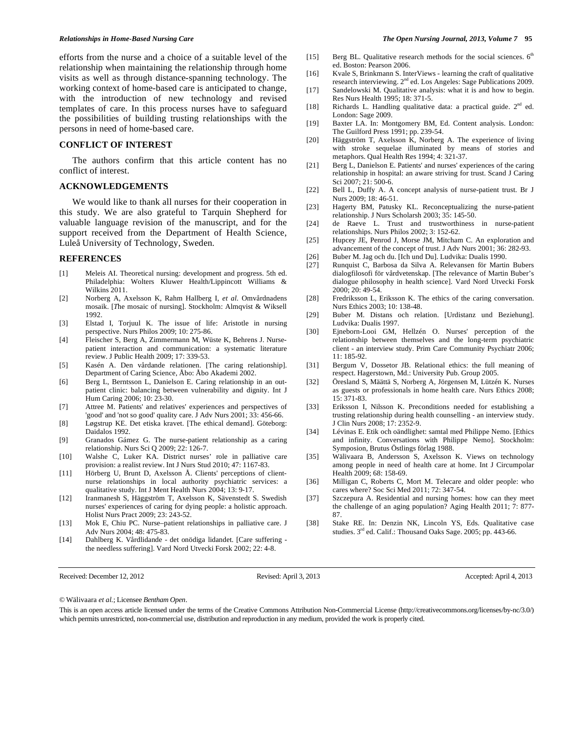efforts from the nurse and a choice of a suitable level of the relationship when maintaining the relationship through home visits as well as through distance-spanning technology. The working context of home-based care is anticipated to change, with the introduction of new technology and revised templates of care. In this process nurses have to safeguard the possibilities of building trusting relationships with the persons in need of home-based care.

## CONFLICT OF INTEREST

The authors confirm that this article content has no conflict of interest.

## ACKNOWLEDGEMENTS

We would like to thank all nurses for their cooperation in this study. We are also grateful to Tarquin Shepherd for valuable language revision of the manuscript, and for the support received from the Department of Health Science, Luleå University of Technology, Sweden.

## REFERENCES

[1] Meleis AI. Theoretical nursing: development and progress. 5th ed. Philadelphia: Wolters Kluwer Health/Lippincott Williams & Wilkins 2011.

[2] Norberg A, Axelsson K, Rahm Hallberg I, *et al*. Omvårdnadens mosaik. [The mosaic of nursing]. Stockholm: Almqvist & Wiksell 1992.

[3] Elstad I, Torjuul K. The issue of life: Aristotle in nursing perspective. Nurs Philos 2009; 10: 275-86.

[4] Fleischer S, Berg A, Zimmermann M, Wüste K, Behrens J. Nurse-patient interaction and communication: a systematic literature review. J Public Health 2009; 17: 339-53.

[5] Kasén A. Den vårdande relationen. [The caring relationship]. Department of Caring Science, Åbo: Åbo Akademi 2002.

[6] Berg L, Berntsson L, Danielson E. Caring relationship in an out-patient clinic: balancing between vulnerability and dignity. Int J Hum Caring 2006; 10: 23-30.

[7] Attree M. Patients' and relatives' experiences and perspectives of 'good' and 'not so good' quality care. J Adv Nurs 2001; 33: 456-66.

[8] Løgstrup KE. Det etiska kravet. [The ethical demand]. Göteborg: Daidalos 1992.

[9] Granados Gámez G. The nurse-patient relationship as a caring relationship. Nurs Sci Q 2009; 22: 126-7.

[10] Walshe C, Luker KA. District nurses' role in palliative care provision: a realist review. Int J Nurs Stud 2010; 47: 1167-83.

[11] Hörberg U, Brunt D, Axelsson Å. Clients' perceptions of client-nurse relationships in local authority psychiatric services: a qualitative study. Int J Ment Health Nurs 2004; 13: 9-17.

[12] Iranmanesh S, Häggström T, Axelsson K, Sävenstedt S. Swedish nurses' experiences of caring for dying people: a holistic approach. Holist Nurs Pract 2009; 23: 243-52.

[13] Mok E, Chiu PC. Nurse–patient relationships in palliative care. J Adv Nurs 2004; 48: 475-83.

[14] Dahlberg K. Vårdlidande - det onödiga lidandet. [Care suffering - the needless suffering]. Vard Nord Utvecki Forsk 2002; 22: 4-8.

[15] Berg BL. Qualitative research methods for the social sciences. 6th ed. Boston: Pearson 2006.

[16] Kvale S, Brinkmann S. InterViews - learning the craft of qualitative research interviewing. 2nd ed. Los Angeles: Sage Publications 2009.

[17] Sandelowski M. Qualitative analysis: what it is and how to begin. Res Nurs Health 1995; 18: 371-5.

[18] Richards L. Handling qualitative data: a practical guide. 2nd ed. London: Sage 2009.

[19] Baxter LA. In: Montgomery BM, Ed. Content analysis. London: The Guilford Press 1991; pp. 239-54.

[20] Häggström T, Axelsson K, Norberg A. The experience of living with stroke sequelae illuminated by means of stories and metaphors. Qual Health Res 1994; 4: 321-37.

[21] Berg L, Danielson E. Patients' and nurses' experiences of the caring relationship in hospital: an aware striving for trust. Scand J Caring Sci 2007; 21: 500-6.

[22] Bell L, Duffy A. A concept analysis of nurse-patient trust. Br J Nurs 2009; 18: 46-51.

[23] Hagerty BM, Patusky KL. Reconceptualizing the nurse-patient relationship. J Nurs Scholarsh 2003; 35: 145-50.

[24] de Raeve L. Trust and trustworthiness in nurse-patient relationships. Nurs Philos 2002; 3: 152-62.

[25] Hupcey JE, Penrod J, Morse JM, Mitcham C. An exploration and advancement of the concept of trust. J Adv Nurs 2001; 36: 282-93.

[26] Buber M. Jag och du. [Ich und Du]. Ludvika: Dualis 1990.

[27] Runquist C, Barbosa da Silva A. Relevansen för Martin Bubers dialogfilosofi för vårdvetenskap. [The relevance of Martin Buber's dialogue philosophy in health science]. Vard Nord Utvecki Forsk 2000; 20: 49-54.

[28] Fredriksson L, Eriksson K. The ethics of the caring conversation. Nurs Ethics 2003; 10: 138-48.

[29] Buber M. Distans och relation. [Urdistanz und Beziehung]. Ludvika: Dualis 1997.

[30] Ejneborn-Looi GM, Hellzén O. Nurses' perception of the relationship between themselves and the long-term psychiatric client - an interview study. Prim Care Community Psychiatr 2006; 11: 185-92.

[31] Bergum V, Dossetor JB. Relational ethics: the full meaning of respect. Hagerstown, Md.: University Pub. Group 2005.

[32] Öresland S, Määttä S, Norberg A, Jörgensen M, Lützén K. Nurses as guests or professionals in home health care. Nurs Ethics 2008; 15: 371-83.

[33] Eriksson I, Nilsson K. Preconditions needed for establishing a trusting relationship during health counselling - an interview study. J Clin Nurs 2008; 17: 2352-9.

[34] Lévinas E. Etik och oändlighet: samtal med Philippe Nemo. [Ethics and infinity. Conversations with Philippe Nemo]. Stockholm: Symposion, Brutus Östlings förlag 1988.

[35] Wälivaara B, Andersson S, Axelsson K. Views on technology among people in need of health care at home. Int J Circumpolar Health 2009; 68: 158-69.

[36] Milligan C, Roberts C, Mort M. Telecare and older people: who cares where? Soc Sci Med 2011; 72: 347-54.

[37] Szczepura A. Residential and nursing homes: how can they meet the challenge of an aging population? Aging Health 2011; 7: 877-87.

[38] Stake RE. In: Denzin NK, Lincoln YS, Eds. Qualitative case studies. 3rd ed. Calif.: Thousand Oaks Sage. 2005; pp. 443-66.

Received: December 12, 2012 Revised: April 3, 2013 Accepted: April 4, 2013

© Wälivaara *et al*.; Licensee *Bentham Open*.

This is an open access article licensed under the terms of the Creative Commons Attribution Non-Commercial License (http://creativecommons.org/licenses/by-nc/3.0/) which permits unrestricted, non-commercial use, distribution and reproduction in any medium, provided the work is properly cited.